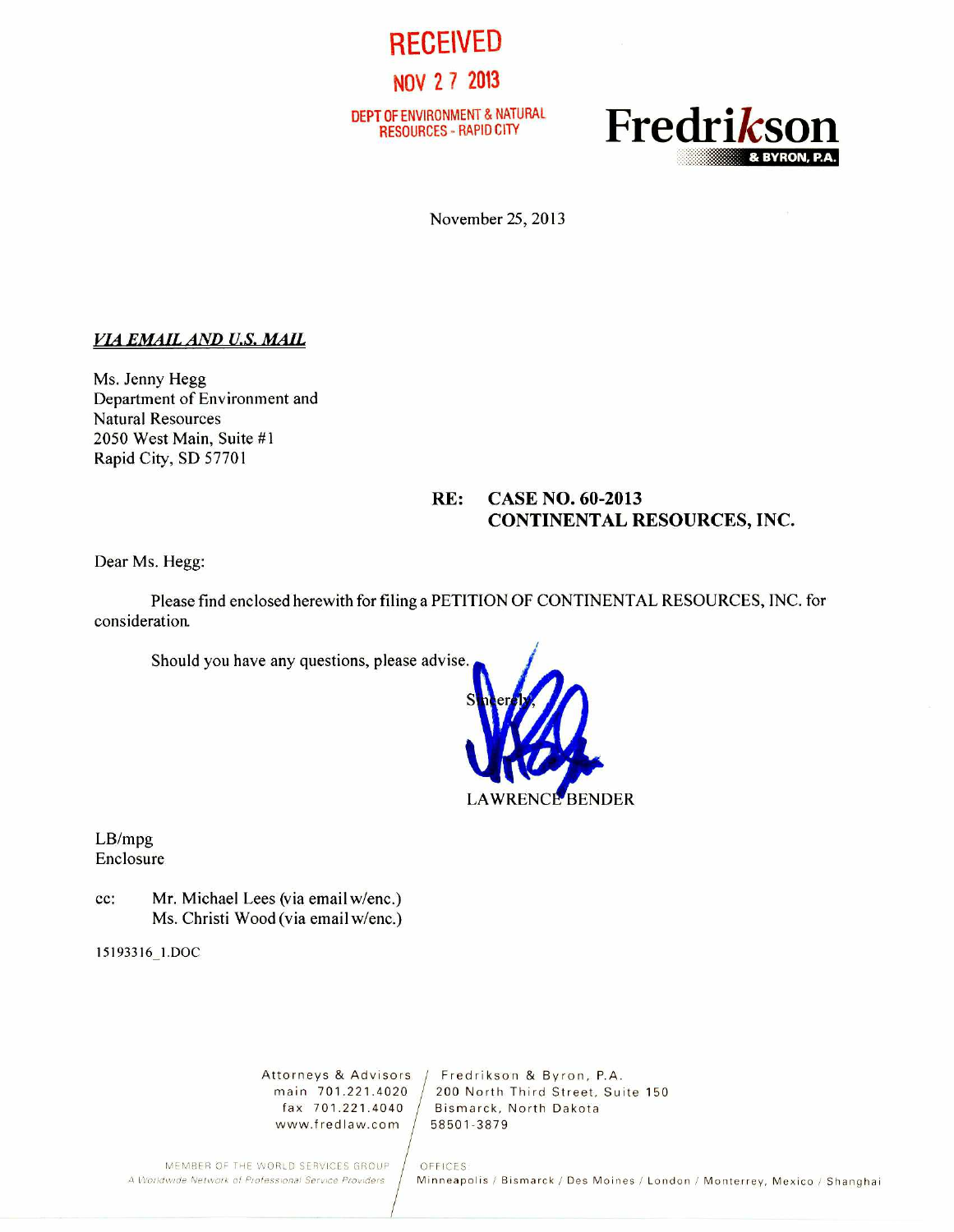**RECEIVED**

**NOV 27 2013**

**DEPT OF ENVIRONMENT & NATURAL RESOURCES - RAPID CITY**

**Fredrikson & BYRON, P.A.**

November 25, 2013

***VIA EMAIL AND U.S. MAIL***

Ms. Jenny Hegg
Department of Environment and
Natural Resources
2050 West Main, Suite #1
Rapid City, SD 57701

**RE: CASE NO. 60-2013**
**CONTINENTAL RESOURCES, INC.**

Dear Ms. Hegg:

Please find enclosed herewith for filing a PETITION OF CONTINENTAL RESOURCES, INC. for consideration.

Should you have any questions, please advise.

Sincerely,

LAWRENCE BENDER

LB/mpg
Enclosure

cc: Mr. Michael Lees (via email w/enc.)
Ms. Christi Wood (via email w/enc.)

15193316_1.DOC

Attorneys & Advisors
main 701.221.4020
fax 701.221.4040
www.fredlaw.com

Fredrikson & Byron, P.A.
200 North Third Street, Suite 150
Bismarck, North Dakota
58501-3879

MEMBER OF THE WORLD SERVICES GROUP
A Worldwide Network of Professional Service Providers

OFFICES
Minneapolis / Bismarck / Des Moines / London / Monterrey, Mexico / Shanghai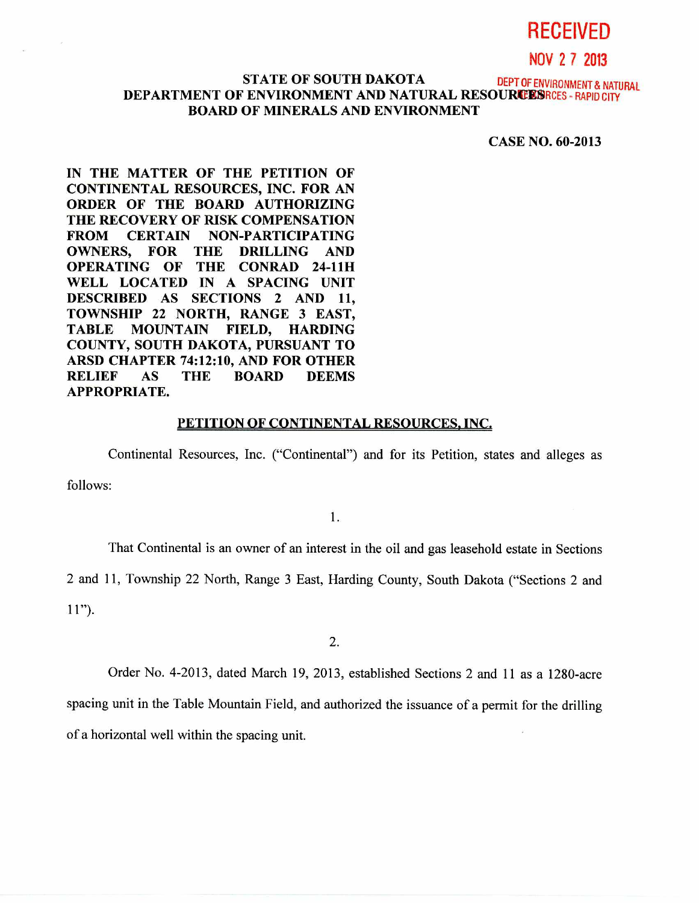RECEIVED

NOV 27 2013

DEPT OF ENVIRONMENT & NATURAL RESOURCES - RAPID CITY

**STATE OF SOUTH DAKOTA**
**DEPARTMENT OF ENVIRONMENT AND NATURAL RESOURCES**
**BOARD OF MINERALS AND ENVIRONMENT**

**CASE NO. 60-2013**

**IN THE MATTER OF THE PETITION OF CONTINENTAL RESOURCES, INC. FOR AN ORDER OF THE BOARD AUTHORIZING THE RECOVERY OF RISK COMPENSATION FROM CERTAIN NON-PARTICIPATING OWNERS, FOR THE DRILLING AND OPERATING OF THE CONRAD 24-11H WELL LOCATED IN A SPACING UNIT DESCRIBED AS SECTIONS 2 AND 11, TOWNSHIP 22 NORTH, RANGE 3 EAST, TABLE MOUNTAIN FIELD, HARDING COUNTY, SOUTH DAKOTA, PURSUANT TO ARSD CHAPTER 74:12:10, AND FOR OTHER RELIEF AS THE BOARD DEEMS APPROPRIATE.**

**PETITION OF CONTINENTAL RESOURCES, INC.**

Continental Resources, Inc. ("Continental") and for its Petition, states and alleges as follows:

1.

That Continental is an owner of an interest in the oil and gas leasehold estate in Sections 2 and 11, Township 22 North, Range 3 East, Harding County, South Dakota ("Sections 2 and 11").

2.

Order No. 4-2013, dated March 19, 2013, established Sections 2 and 11 as a 1280-acre spacing unit in the Table Mountain Field, and authorized the issuance of a permit for the drilling of a horizontal well within the spacing unit.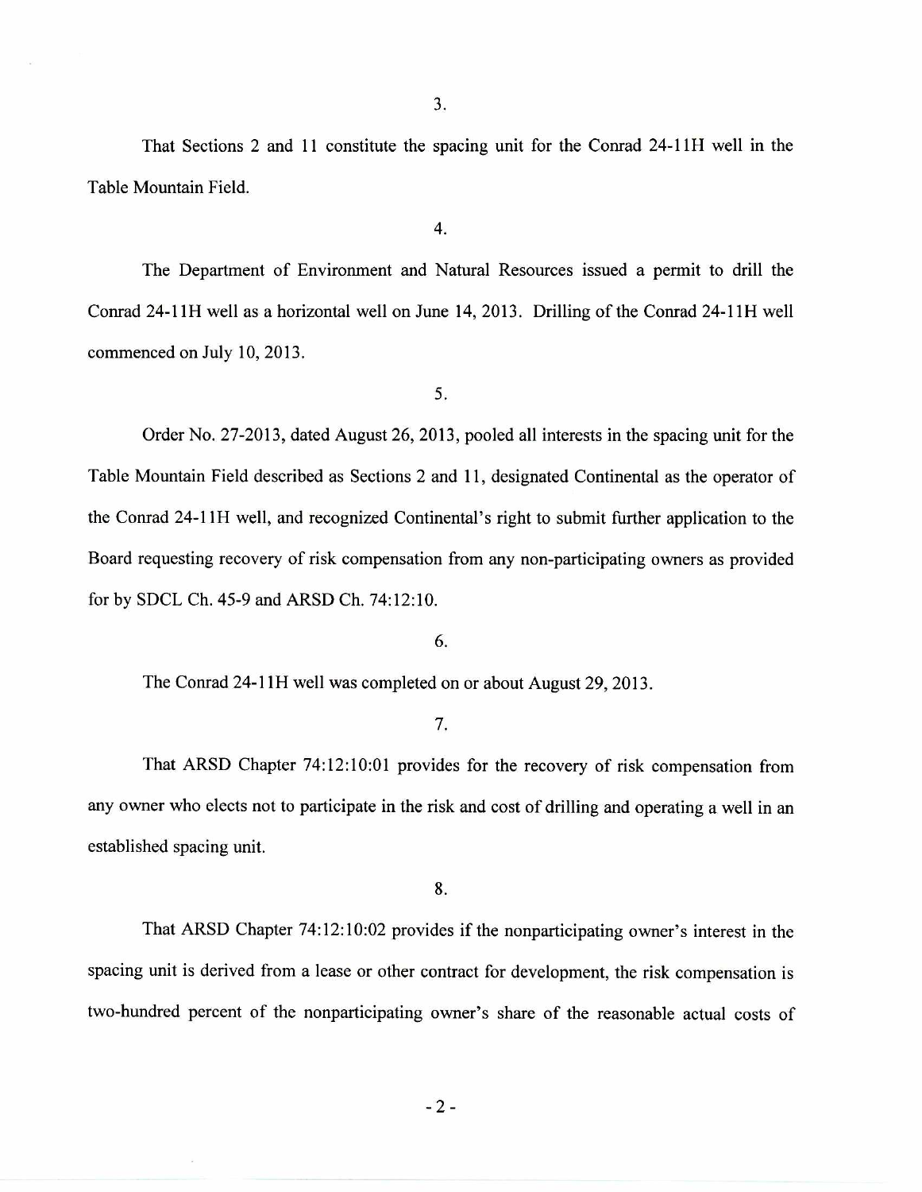3.

That Sections 2 and 11 constitute the spacing unit for the Conrad 24-11H well in the Table Mountain Field.

4.

The Department of Environment and Natural Resources issued a permit to drill the Conrad 24-11H well as a horizontal well on June 14, 2013. Drilling of the Conrad 24-11H well commenced on July 10, 2013.

5.

Order No. 27-2013, dated August 26, 2013, pooled all interests in the spacing unit for the Table Mountain Field described as Sections 2 and 11, designated Continental as the operator of the Conrad 24-11H well, and recognized Continental's right to submit further application to the Board requesting recovery of risk compensation from any non-participating owners as provided for by SDCL Ch. 45-9 and ARSD Ch. 74:12:10.

6.

The Conrad 24-11H well was completed on or about August 29, 2013.

7.

That ARSD Chapter 74:12:10:01 provides for the recovery of risk compensation from any owner who elects not to participate in the risk and cost of drilling and operating a well in an established spacing unit.

8.

That ARSD Chapter 74:12:10:02 provides if the nonparticipating owner's interest in the spacing unit is derived from a lease or other contract for development, the risk compensation is two-hundred percent of the nonparticipating owner's share of the reasonable actual costs of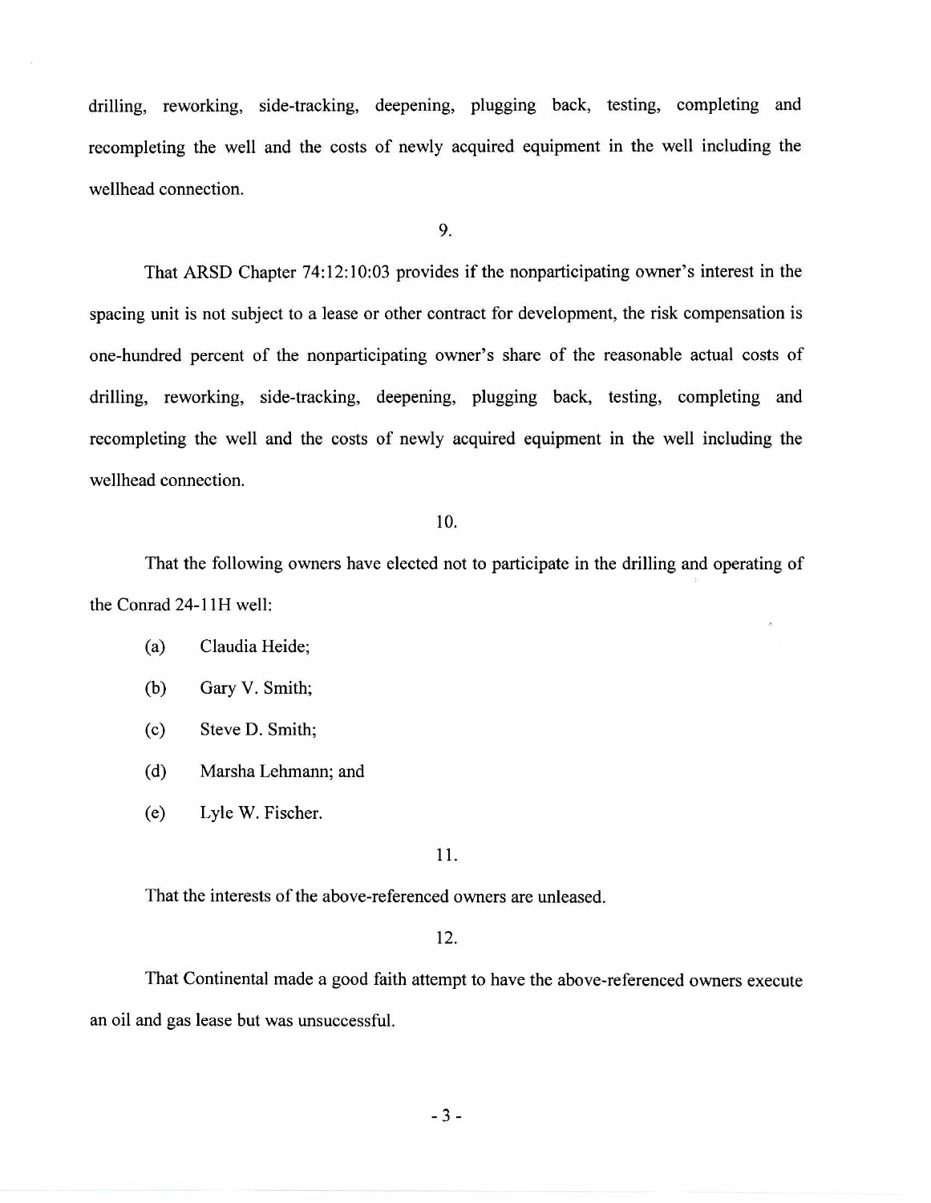drilling, reworking, side-tracking, deepening, plugging back, testing, completing and recompleting the well and the costs of newly acquired equipment in the well including the wellhead connection.

9.

That ARSD Chapter 74:12:10:03 provides if the nonparticipating owner's interest in the spacing unit is not subject to a lease or other contract for development, the risk compensation is one-hundred percent of the nonparticipating owner's share of the reasonable actual costs of drilling, reworking, side-tracking, deepening, plugging back, testing, completing and recompleting the well and the costs of newly acquired equipment in the well including the wellhead connection.

10.

That the following owners have elected not to participate in the drilling and operating of the Conrad 24-11H well:

(a) Claudia Heide;

(b) Gary V. Smith;

(c) Steve D. Smith;

(d) Marsha Lehmann; and

(e) Lyle W. Fischer.

11.

That the interests of the above-referenced owners are unleased.

12.

That Continental made a good faith attempt to have the above-referenced owners execute an oil and gas lease but was unsuccessful.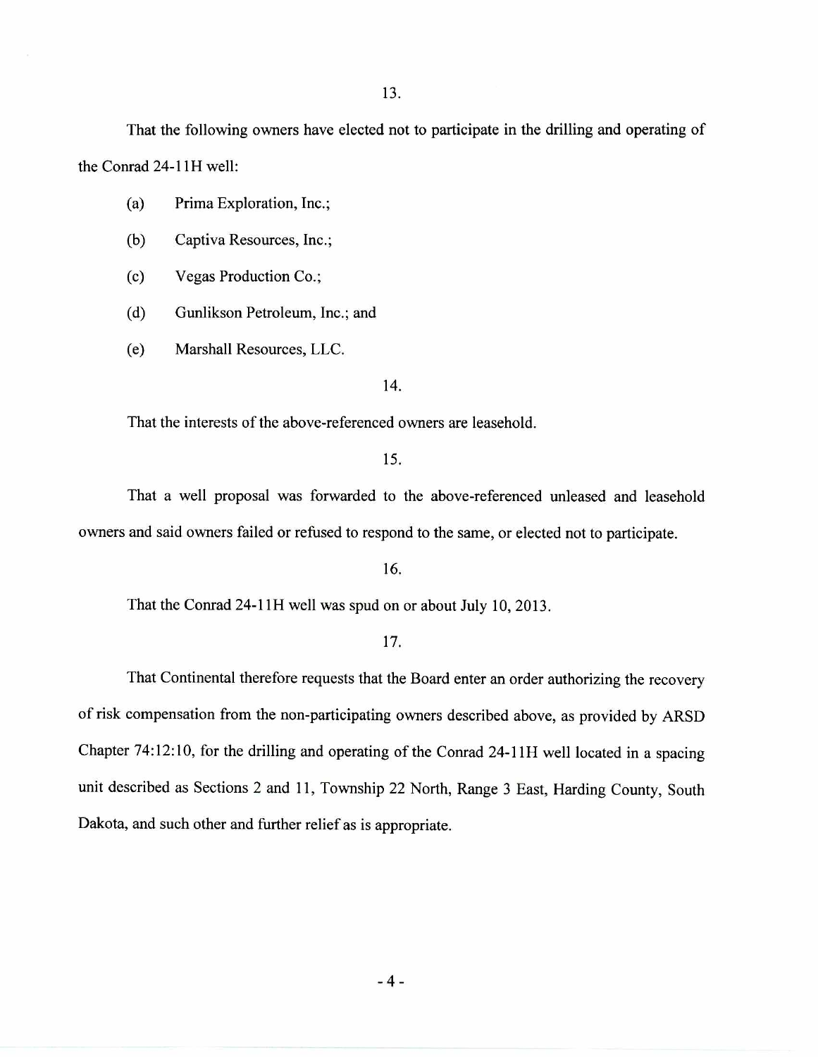13.

That the following owners have elected not to participate in the drilling and operating of the Conrad 24-11H well:

(a) Prima Exploration, Inc.;

(b) Captiva Resources, Inc.;

(c) Vegas Production Co.;

(d) Gunlikson Petroleum, Inc.; and

(e) Marshall Resources, LLC.

14.

That the interests of the above-referenced owners are leasehold.

15.

That a well proposal was forwarded to the above-referenced unleased and leasehold owners and said owners failed or refused to respond to the same, or elected not to participate.

16.

That the Conrad 24-11H well was spud on or about July 10, 2013.

17.

That Continental therefore requests that the Board enter an order authorizing the recovery of risk compensation from the non-participating owners described above, as provided by ARSD Chapter 74:12:10, for the drilling and operating of the Conrad 24-11H well located in a spacing unit described as Sections 2 and 11, Township 22 North, Range 3 East, Harding County, South Dakota, and such other and further relief as is appropriate.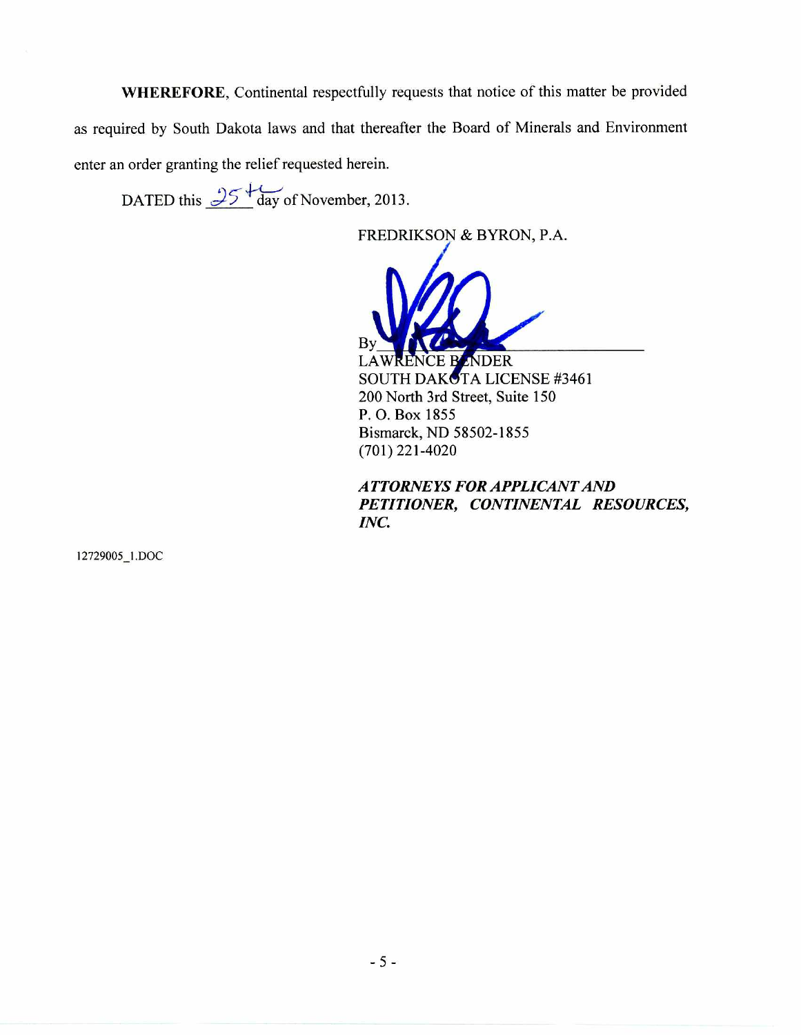**WHEREFORE**, Continental respectfully requests that notice of this matter be provided as required by South Dakota laws and that thereafter the Board of Minerals and Environment enter an order granting the relief requested herein.

DATED this 25th day of November, 2013.

FREDRIKSON & BYRON, P.A.

By ______________________________
LAWRENCE BENDER
SOUTH DAKOTA LICENSE #3461
200 North 3rd Street, Suite 150
P. O. Box 1855
Bismarck, ND 58502-1855
(701) 221-4020

***ATTORNEYS FOR APPLICANT AND PETITIONER, CONTINENTAL RESOURCES, INC.***

12729005_1.DOC